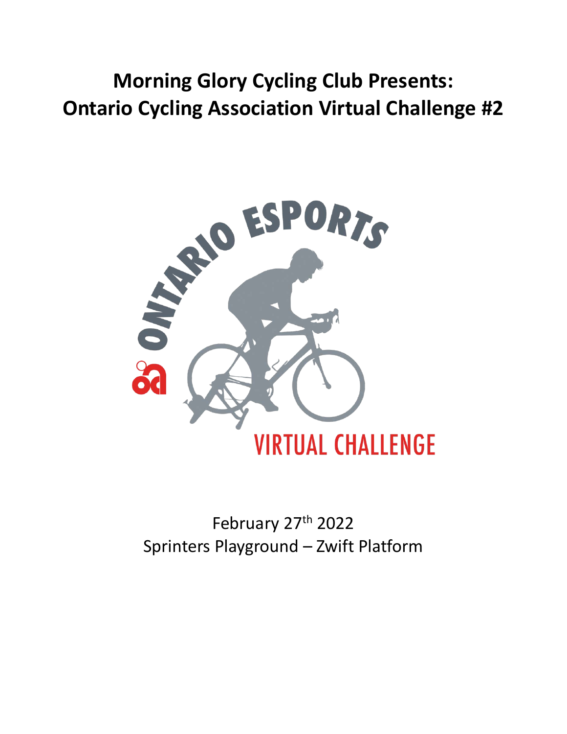# Morning Glory Cycling Club Presents:
# Ontario Cycling Association Virtual Challenge #2

ONTARIO ESPORTS

VIRTUAL CHALLENGE

February 27th 2022

Sprinters Playground – Zwift Platform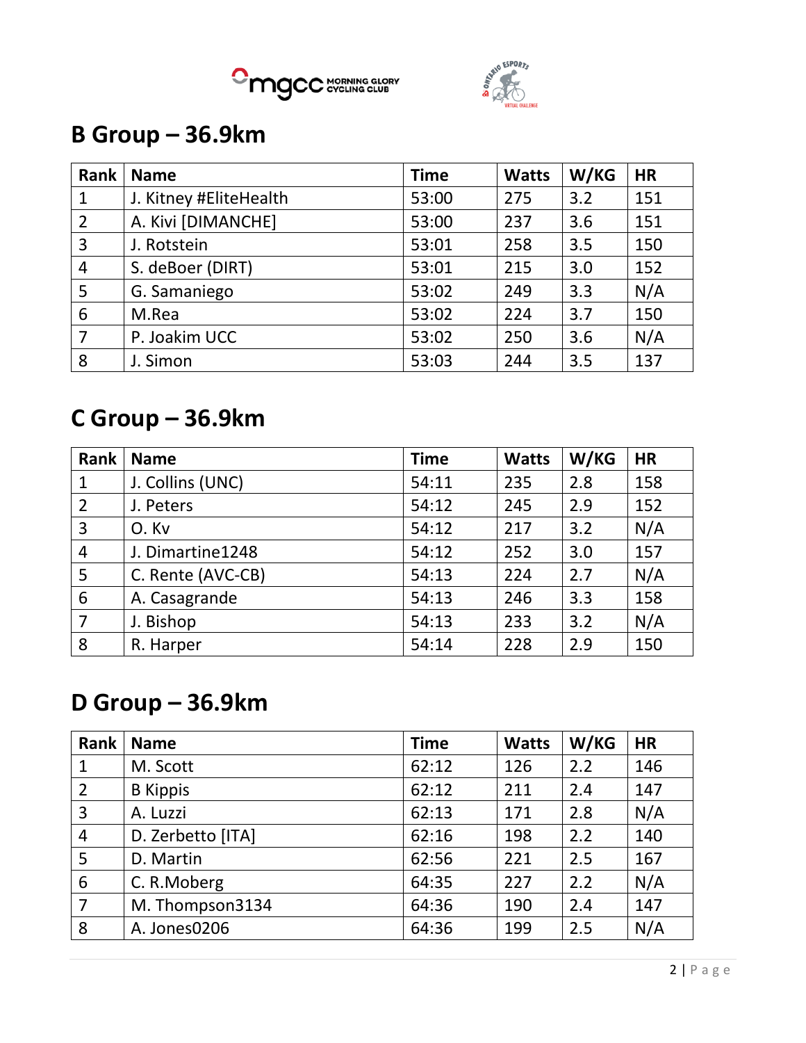## B Group – 36.9km

| Rank | Name | Time | Watts | W/KG | HR |
|---|---|---|---|---|---|
| 1 | J. Kitney #EliteHealth | 53:00 | 275 | 3.2 | 151 |
| 2 | A. Kivi [DIMANCHE] | 53:00 | 237 | 3.6 | 151 |
| 3 | J. Rotstein | 53:01 | 258 | 3.5 | 150 |
| 4 | S. deBoer (DIRT) | 53:01 | 215 | 3.0 | 152 |
| 5 | G. Samaniego | 53:02 | 249 | 3.3 | N/A |
| 6 | M.Rea | 53:02 | 224 | 3.7 | 150 |
| 7 | P. Joakim UCC | 53:02 | 250 | 3.6 | N/A |
| 8 | J. Simon | 53:03 | 244 | 3.5 | 137 |

## C Group – 36.9km

| Rank | Name | Time | Watts | W/KG | HR |
|---|---|---|---|---|---|
| 1 | J. Collins (UNC) | 54:11 | 235 | 2.8 | 158 |
| 2 | J. Peters | 54:12 | 245 | 2.9 | 152 |
| 3 | O. Kv | 54:12 | 217 | 3.2 | N/A |
| 4 | J. Dimartine1248 | 54:12 | 252 | 3.0 | 157 |
| 5 | C. Rente (AVC-CB) | 54:13 | 224 | 2.7 | N/A |
| 6 | A. Casagrande | 54:13 | 246 | 3.3 | 158 |
| 7 | J. Bishop | 54:13 | 233 | 3.2 | N/A |
| 8 | R. Harper | 54:14 | 228 | 2.9 | 150 |

## D Group – 36.9km

| Rank | Name | Time | Watts | W/KG | HR |
|---|---|---|---|---|---|
| 1 | M. Scott | 62:12 | 126 | 2.2 | 146 |
| 2 | B Kippis | 62:12 | 211 | 2.4 | 147 |
| 3 | A. Luzzi | 62:13 | 171 | 2.8 | N/A |
| 4 | D. Zerbetto [ITA] | 62:16 | 198 | 2.2 | 140 |
| 5 | D. Martin | 62:56 | 221 | 2.5 | 167 |
| 6 | C. R.Moberg | 64:35 | 227 | 2.2 | N/A |
| 7 | M. Thompson3134 | 64:36 | 190 | 2.4 | 147 |
| 8 | A. Jones0206 | 64:36 | 199 | 2.5 | N/A |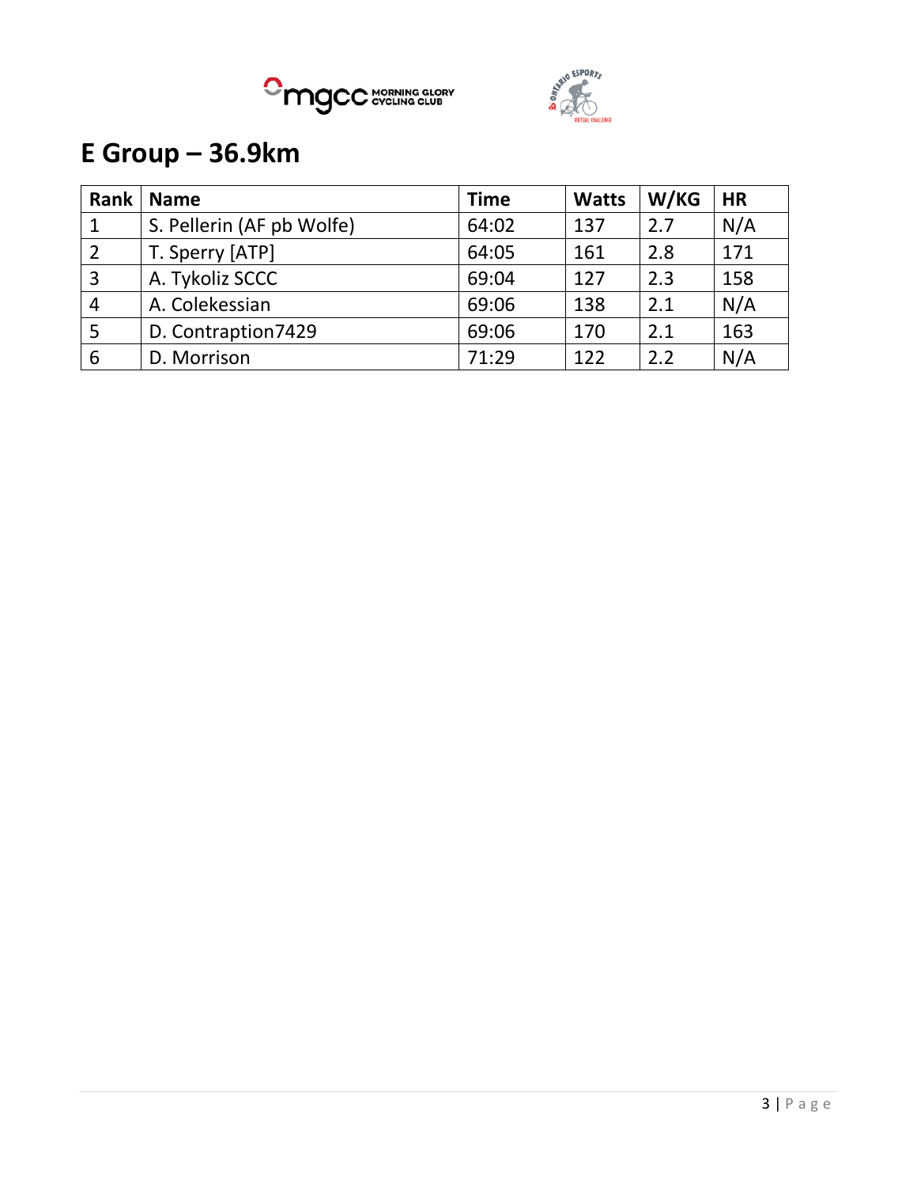# E Group – 36.9km

| Rank | Name | Time | Watts | W/KG | HR |
|---|---|---|---|---|---|
| 1 | S. Pellerin (AF pb Wolfe) | 64:02 | 137 | 2.7 | N/A |
| 2 | T. Sperry [ATP] | 64:05 | 161 | 2.8 | 171 |
| 3 | A. Tykoliz SCCC | 69:04 | 127 | 2.3 | 158 |
| 4 | A. Colekessian | 69:06 | 138 | 2.1 | N/A |
| 5 | D. Contraption7429 | 69:06 | 170 | 2.1 | 163 |
| 6 | D. Morrison | 71:29 | 122 | 2.2 | N/A |